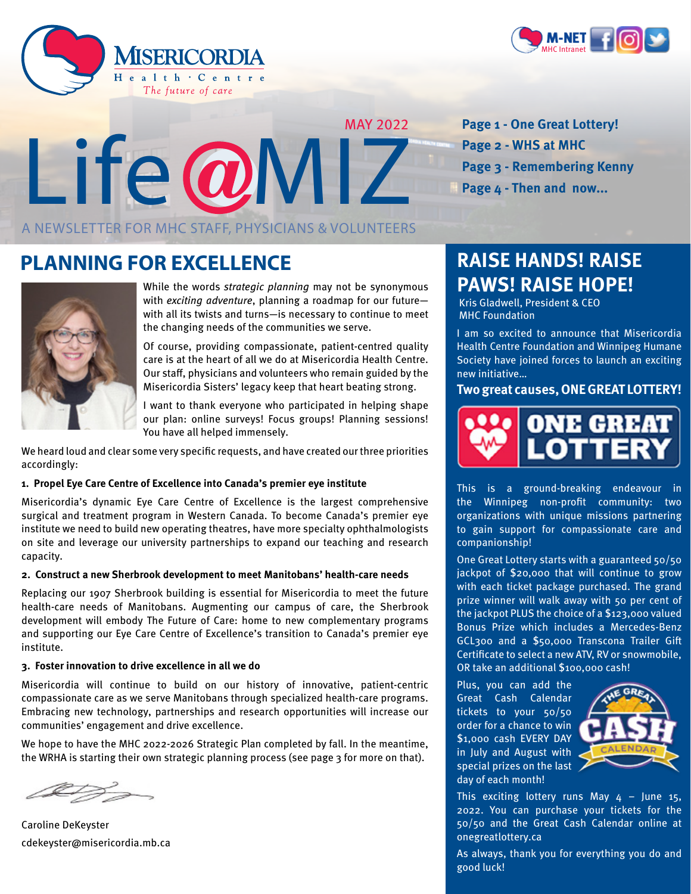Misericordia Health Centre
*The future of care*

M-NET MHC Intranet

MAY 2022

# Life@MIZ

A NEWSLETTER FOR MHC STAFF, PHYSICIANS & VOLUNTEERS

**Page 1 - One Great Lottery!**
**Page 2 - WHS at MHC**
**Page 3 - Remembering Kenny**
**Page 4 - Then and now...**

## PLANNING FOR EXCELLENCE

While the words *strategic planning* may not be synonymous with *exciting adventure*, planning a roadmap for our future—with all its twists and turns—is necessary to continue to meet the changing needs of the communities we serve.

Of course, providing compassionate, patient-centred quality care is at the heart of all we do at Misericordia Health Centre. Our staff, physicians and volunteers who remain guided by the Misericordia Sisters' legacy keep that heart beating strong.

I want to thank everyone who participated in helping shape our plan: online surveys! Focus groups! Planning sessions! You have all helped immensely.

We heard loud and clear some very specific requests, and have created our three priorities accordingly:

**1. Propel Eye Care Centre of Excellence into Canada's premier eye institute**

Misericordia's dynamic Eye Care Centre of Excellence is the largest comprehensive surgical and treatment program in Western Canada. To become Canada's premier eye institute we need to build new operating theatres, have more specialty ophthalmologists on site and leverage our university partnerships to expand our teaching and research capacity.

**2. Construct a new Sherbrook development to meet Manitobans' health-care needs**

Replacing our 1907 Sherbrook building is essential for Misericordia to meet the future health-care needs of Manitobans. Augmenting our campus of care, the Sherbrook development will embody The Future of Care: home to new complementary programs and supporting our Eye Care Centre of Excellence's transition to Canada's premier eye institute.

**3. Foster innovation to drive excellence in all we do**

Misericordia will continue to build on our history of innovative, patient-centric compassionate care as we serve Manitobans through specialized health-care programs. Embracing new technology, partnerships and research opportunities will increase our communities' engagement and drive excellence.

We hope to have the MHC 2022-2026 Strategic Plan completed by fall. In the meantime, the WRHA is starting their own strategic planning process (see page 3 for more on that).

Caroline DeKeyster
cdekeyster@misericordia.mb.ca

## RAISE HANDS! RAISE PAWS! RAISE HOPE!

Kris Gladwell, President & CEO
MHC Foundation

I am so excited to announce that Misericordia Health Centre Foundation and Winnipeg Humane Society have joined forces to launch an exciting new initiative...

**Two great causes, ONE GREAT LOTTERY!**

ONE GREAT LOTTERY

This is a ground-breaking endeavour in the Winnipeg non-profit community: two organizations with unique missions partnering to gain support for compassionate care and companionship!

One Great Lottery starts with a guaranteed 50/50 jackpot of $20,000 that will continue to grow with each ticket package purchased. The grand prize winner will walk away with 50 per cent of the jackpot PLUS the choice of a $123,000 valued Bonus Prize which includes a Mercedes-Benz GCL300 and a $50,000 Transcona Trailer Gift Certificate to select a new ATV, RV or snowmobile, OR take an additional $100,000 cash!

Plus, you can add the Great Cash Calendar tickets to your 50/50 order for a chance to win $1,000 cash EVERY DAY in July and August with special prizes on the last day of each month!

THE GREAT CASH CALENDAR

This exciting lottery runs May 4 – June 15, 2022. You can purchase your tickets for the 50/50 and the Great Cash Calendar online at onegreatlottery.ca

As always, thank you for everything you do and good luck!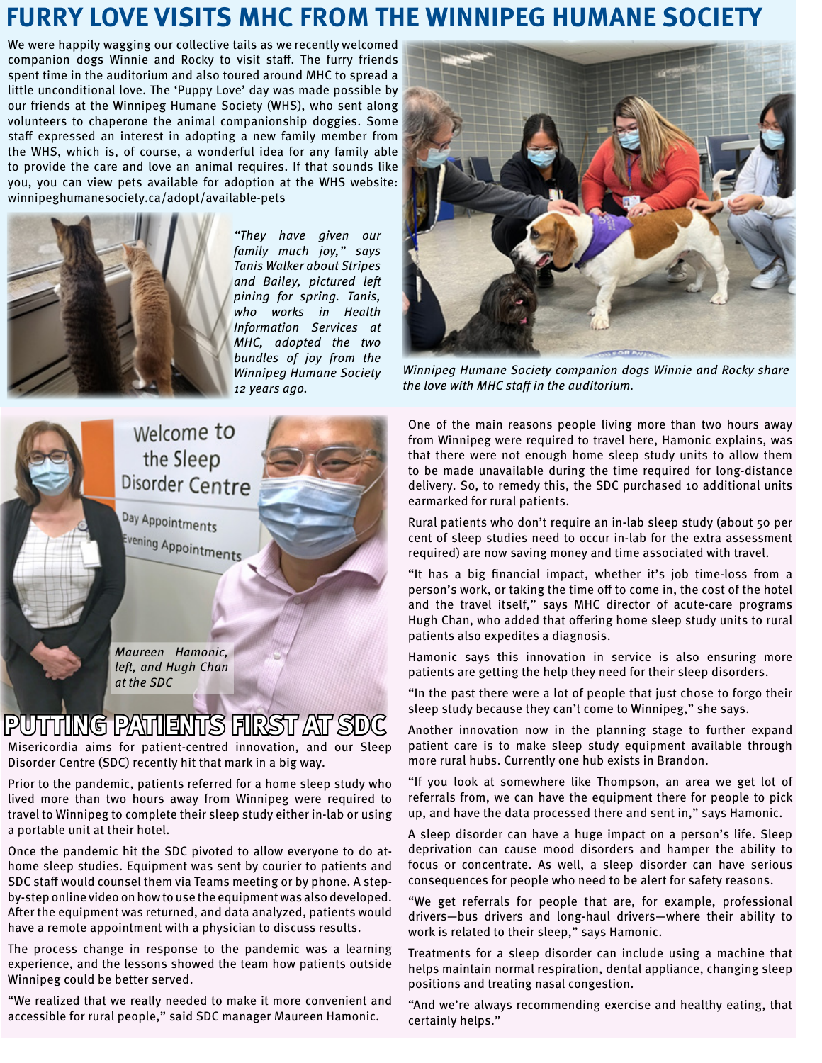# FURRY LOVE VISITS MHC FROM THE WINNIPEG HUMANE SOCIETY

We were happily wagging our collective tails as we recently welcomed companion dogs Winnie and Rocky to visit staff. The furry friends spent time in the auditorium and also toured around MHC to spread a little unconditional love. The 'Puppy Love' day was made possible by our friends at the Winnipeg Humane Society (WHS), who sent along volunteers to chaperone the animal companionship doggies. Some staff expressed an interest in adopting a new family member from the WHS, which is, of course, a wonderful idea for any family able to provide the care and love an animal requires. If that sounds like you, you can view pets available for adoption at the WHS website: winnipeghumanesociety.ca/adopt/available-pets

*"They have given our family much joy," says Tanis Walker about Stripes and Bailey, pictured left pining for spring. Tanis, who works in Health Information Services at MHC, adopted the two bundles of joy from the Winnipeg Humane Society 12 years ago.*

*Winnipeg Humane Society companion dogs Winnie and Rocky share the love with MHC staff in the auditorium.*

*Maureen Hamonic, left, and Hugh Chan at the SDC*

# PUTTING PATIENTS FIRST AT SDC

Misericordia aims for patient-centred innovation, and our Sleep Disorder Centre (SDC) recently hit that mark in a big way.

Prior to the pandemic, patients referred for a home sleep study who lived more than two hours away from Winnipeg were required to travel to Winnipeg to complete their sleep study either in-lab or using a portable unit at their hotel.

Once the pandemic hit the SDC pivoted to allow everyone to do at-home sleep studies. Equipment was sent by courier to patients and SDC staff would counsel them via Teams meeting or by phone. A step-by-step online video on how to use the equipment was also developed. After the equipment was returned, and data analyzed, patients would have a remote appointment with a physician to discuss results.

The process change in response to the pandemic was a learning experience, and the lessons showed the team how patients outside Winnipeg could be better served.

"We realized that we really needed to make it more convenient and accessible for rural people," said SDC manager Maureen Hamonic.

One of the main reasons people living more than two hours away from Winnipeg were required to travel here, Hamonic explains, was that there were not enough home sleep study units to allow them to be made unavailable during the time required for long-distance delivery. So, to remedy this, the SDC purchased 10 additional units earmarked for rural patients.

Rural patients who don't require an in-lab sleep study (about 50 per cent of sleep studies need to occur in-lab for the extra assessment required) are now saving money and time associated with travel.

"It has a big financial impact, whether it's job time-loss from a person's work, or taking the time off to come in, the cost of the hotel and the travel itself," says MHC director of acute-care programs Hugh Chan, who added that offering home sleep study units to rural patients also expedites a diagnosis.

Hamonic says this innovation in service is also ensuring more patients are getting the help they need for their sleep disorders.

"In the past there were a lot of people that just chose to forgo their sleep study because they can't come to Winnipeg," she says.

Another innovation now in the planning stage to further expand patient care is to make sleep study equipment available through more rural hubs. Currently one hub exists in Brandon.

"If you look at somewhere like Thompson, an area we get lot of referrals from, we can have the equipment there for people to pick up, and have the data processed there and sent in," says Hamonic.

A sleep disorder can have a huge impact on a person's life. Sleep deprivation can cause mood disorders and hamper the ability to focus or concentrate. As well, a sleep disorder can have serious consequences for people who need to be alert for safety reasons.

"We get referrals for people that are, for example, professional drivers—bus drivers and long-haul drivers—where their ability to work is related to their sleep," says Hamonic.

Treatments for a sleep disorder can include using a machine that helps maintain normal respiration, dental appliance, changing sleep positions and treating nasal congestion.

"And we're always recommending exercise and healthy eating, that certainly helps."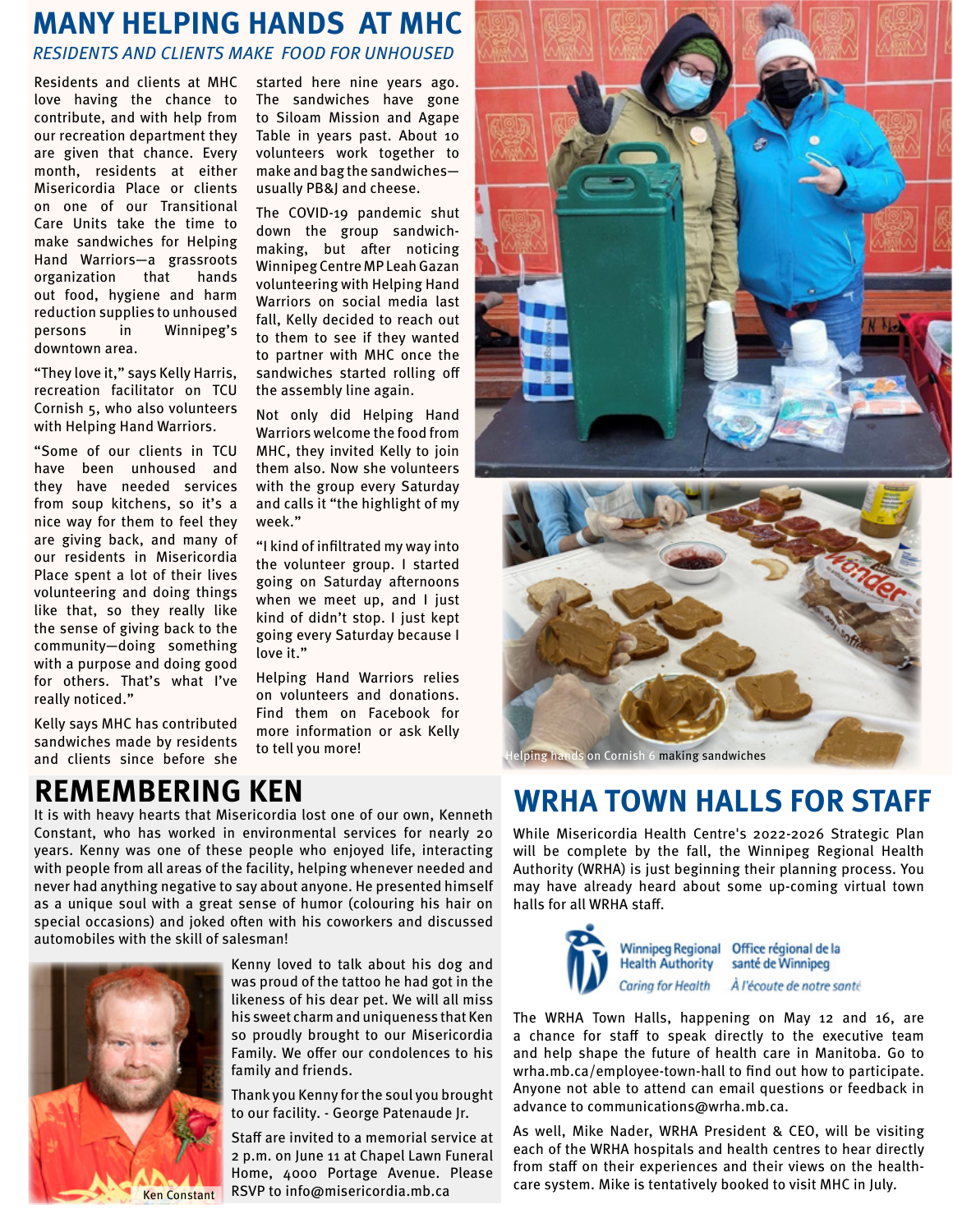# MANY HELPING HANDS AT MHC

*RESIDENTS AND CLIENTS MAKE FOOD FOR UNHOUSED*

Residents and clients at MHC love having the chance to contribute, and with help from our recreation department they are given that chance. Every month, residents at either Misericordia Place or clients on one of our Transitional Care Units take the time to make sandwiches for Helping Hand Warriors—a grassroots organization that hands out food, hygiene and harm reduction supplies to unhoused persons in Winnipeg's downtown area.

"They love it," says Kelly Harris, recreation facilitator on TCU Cornish 5, who also volunteers with Helping Hand Warriors.

"Some of our clients in TCU have been unhoused and they have needed services from soup kitchens, so it's a nice way for them to feel they are giving back, and many of our residents in Misericordia Place spent a lot of their lives volunteering and doing things like that, so they really like the sense of giving back to the community—doing something with a purpose and doing good for others. That's what I've really noticed."

Kelly says MHC has contributed sandwiches made by residents and clients since before she started here nine years ago. The sandwiches have gone to Siloam Mission and Agape Table in years past. About 10 volunteers work together to make and bag the sandwiches—usually PB&J and cheese.

The COVID-19 pandemic shut down the group sandwich-making, but after noticing Winnipeg Centre MP Leah Gazan volunteering with Helping Hand Warriors on social media last fall, Kelly decided to reach out to them to see if they wanted to partner with MHC once the sandwiches started rolling off the assembly line again.

Not only did Helping Hand Warriors welcome the food from MHC, they invited Kelly to join them also. Now she volunteers with the group every Saturday and calls it "the highlight of my week."

"I kind of infiltrated my way into the volunteer group. I started going on Saturday afternoons when we meet up, and I just kind of didn't stop. I just kept going every Saturday because I love it."

Helping Hand Warriors relies on volunteers and donations. Find them on Facebook for more information or ask Kelly to tell you more!

Helping hands on Cornish 6 making sandwiches

# REMEMBERING KEN

It is with heavy hearts that Misericordia lost one of our own, Kenneth Constant, who has worked in environmental services for nearly 20 years. Kenny was one of these people who enjoyed life, interacting with people from all areas of the facility, helping whenever needed and never had anything negative to say about anyone. He presented himself as a unique soul with a great sense of humor (colouring his hair on special occasions) and joked often with his coworkers and discussed automobiles with the skill of salesman!

Ken Constant

Kenny loved to talk about his dog and was proud of the tattoo he had got in the likeness of his dear pet. We will all miss his sweet charm and uniqueness that Ken so proudly brought to our Misericordia Family. We offer our condolences to his family and friends.

Thank you Kenny for the soul you brought to our facility. - George Patenaude Jr.

Staff are invited to a memorial service at 2 p.m. on June 11 at Chapel Lawn Funeral Home, 4000 Portage Avenue. Please RSVP to info@misericordia.mb.ca

# WRHA TOWN HALLS FOR STAFF

While Misericordia Health Centre's 2022-2026 Strategic Plan will be complete by the fall, the Winnipeg Regional Health Authority (WRHA) is just beginning their planning process. You may have already heard about some up-coming virtual town halls for all WRHA staff.

Winnipeg Regional Health Authority — Caring for Health
Office régional de la santé de Winnipeg — À l'écoute de notre santé

The WRHA Town Halls, happening on May 12 and 16, are a chance for staff to speak directly to the executive team and help shape the future of health care in Manitoba. Go to wrha.mb.ca/employee-town-hall to find out how to participate. Anyone not able to attend can email questions or feedback in advance to communications@wrha.mb.ca.

As well, Mike Nader, WRHA President & CEO, will be visiting each of the WRHA hospitals and health centres to hear directly from staff on their experiences and their views on the health-care system. Mike is tentatively booked to visit MHC in July.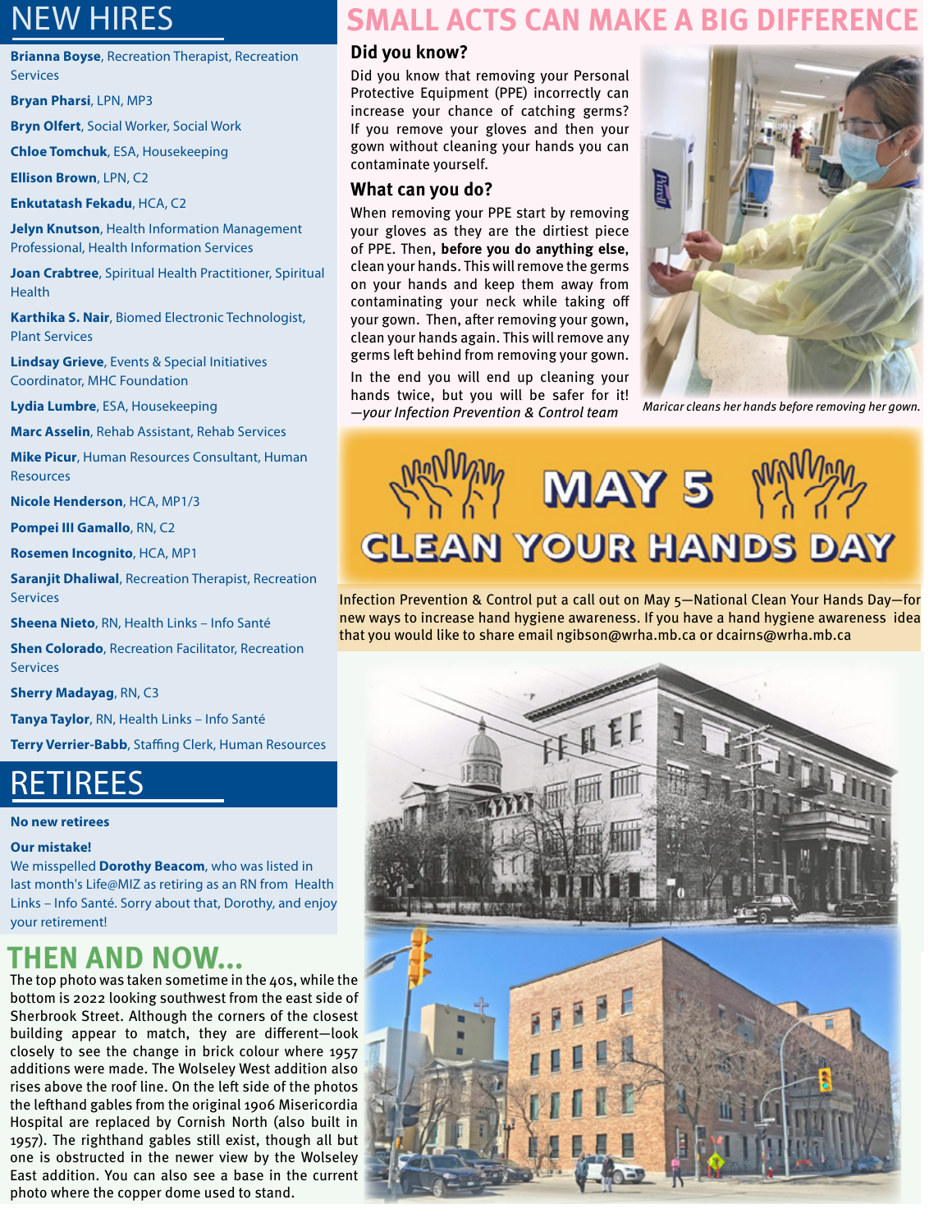# NEW HIRES

**Brianna Boyse**, Recreation Therapist, Recreation Services

**Bryan Pharsi**, LPN, MP3

**Bryn Olfert**, Social Worker, Social Work

**Chloe Tomchuk**, ESA, Housekeeping

**Ellison Brown**, LPN, C2

**Enkutatash Fekadu**, HCA, C2

**Jelyn Knutson**, Health Information Management Professional, Health Information Services

**Joan Crabtree**, Spiritual Health Practitioner, Spiritual Health

**Karthika S. Nair**, Biomed Electronic Technologist, Plant Services

**Lindsay Grieve**, Events & Special Initiatives Coordinator, MHC Foundation

**Lydia Lumbre**, ESA, Housekeeping

**Marc Asselin**, Rehab Assistant, Rehab Services

**Mike Picur**, Human Resources Consultant, Human Resources

**Nicole Henderson**, HCA, MP1/3

**Pompei III Gamallo**, RN, C2

**Rosemen Incognito**, HCA, MP1

**Saranjit Dhaliwal**, Recreation Therapist, Recreation Services

**Sheena Nieto**, RN, Health Links – Info Santé

**Shen Colorado**, Recreation Facilitator, Recreation Services

**Sherry Madayag**, RN, C3

**Tanya Taylor**, RN, Health Links – Info Santé

**Terry Verrier-Babb**, Staffing Clerk, Human Resources

# RETIREES

**No new retirees**

**Our mistake!**

We misspelled **Dorothy Beacom**, who was listed in last month's Life@MIZ as retiring as an RN from Health Links – Info Santé. Sorry about that, Dorothy, and enjoy your retirement!

# THEN AND NOW...

The top photo was taken sometime in the 40s, while the bottom is 2022 looking southwest from the east side of Sherbrook Street. Although the corners of the closest building appear to match, they are different—look closely to see the change in brick colour where 1957 additions were made. The Wolseley West addition also rises above the roof line. On the left side of the photos the lefthand gables from the original 1906 Misericordia Hospital are replaced by Cornish North (also built in 1957). The righthand gables still exist, though all but one is obstructed in the newer view by the Wolseley East addition. You can also see a base in the current photo where the copper dome used to stand.

# SMALL ACTS CAN MAKE A BIG DIFFERENCE

## Did you know?

Did you know that removing your Personal Protective Equipment (PPE) incorrectly can increase your chance of catching germs? If you remove your gloves and then your gown without cleaning your hands you can contaminate yourself.

## What can you do?

When removing your PPE start by removing your gloves as they are the dirtiest piece of PPE. Then, **before you do anything else**, clean your hands. This will remove the germs on your hands and keep them away from contaminating your neck while taking off your gown. Then, after removing your gown, clean your hands again. This will remove any germs left behind from removing your gown.

In the end you will end up cleaning your hands twice, but you will be safer for it!
*—your Infection Prevention & Control team*

*Maricar cleans her hands before removing her gown.*

## MAY 5 CLEAN YOUR HANDS DAY

Infection Prevention & Control put a call out on May 5—National Clean Your Hands Day—for new ways to increase hand hygiene awareness. If you have a hand hygiene awareness idea that you would like to share email ngibson@wrha.mb.ca or dcairns@wrha.mb.ca